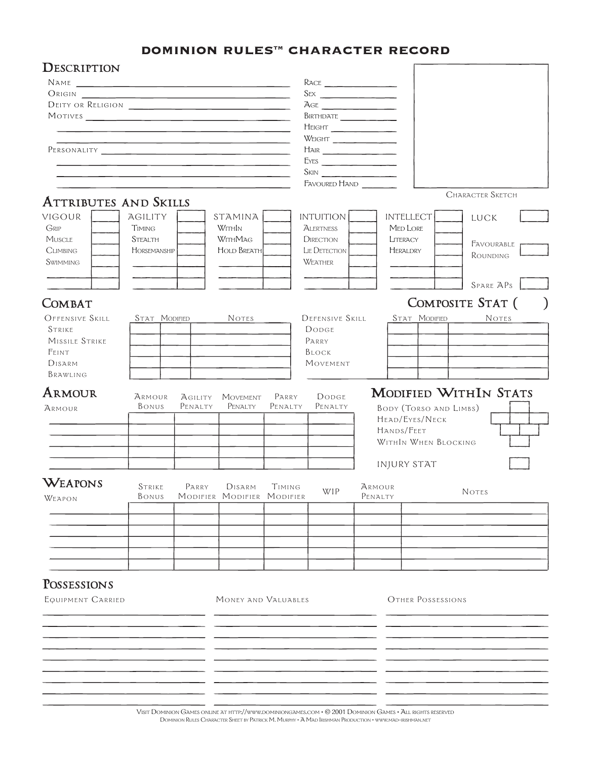# DOMINION RULES™ CHARACTER RECORD

## Description

Name ________________________________

Origin ________________________________

Deity or Religion ________________________________

Motives ________________________________

________________________________

Personality ________________________________

________________________________

________________________________

Race ____________

Sex ____________

Age ____________

Birthdate ____________

Height ____________

Weight ____________

Hair ____________

Eyes ____________

Skin ____________

Favoured Hand ____________

Character Sketch

## Attributes and Skills

| Vigour | | Agility | | Stamina | | Intuition | | Intellect | | | |
|---|---|---|---|---|---|---|---|---|---|---|---|
| Grip | | Timing | | WithIn | | Alertness | | Med Lore | | Luck | |
| Muscle | | Stealth | | WithMag | | Direction | | Literacy | | Favourable Rounding | |
| Climbing | | Horsemanship | | Hold Breath | | Lie Detection | | Heraldry | | | |
| Swimming | | | | | | Weather | | | | | |
| | | | | | | | | | | Spare APs | |

## Combat

## Composite Stat (      )

| Offensive Skill | Stat | Modified | Notes |
|---|---|---|---|
| Strike | | | |
| Missile Strike | | | |
| Feint | | | |
| Disarm | | | |
| Brawling | | | |

| Defensive Skill | Stat | Modified | Notes |
|---|---|---|---|
| Dodge | | | |
| Parry | | | |
| Block | | | |
| Movement | | | |

## Armour

| Armour | Armour Bonus | Agility Penalty | Movement Penalty | Parry Penalty | Dodge Penalty |
|---|---|---|---|---|---|
| | | | | | |
| | | | | | |
| | | | | | |
| | | | | | |
| | | | | | |

## Modified WithIn Stats

Body (Torso and Limbs)

Head/Eyes/Neck

Hands/Feet

WithIn When Blocking

Injury Stat

## Weapons

| Weapon | Strike Bonus | Parry Modifier | Disarm Modifier | Timing Modifier | WIP | Armour Penalty | Notes |
|---|---|---|---|---|---|---|---|
| | | | | | | | |
| | | | | | | | |
| | | | | | | | |
| | | | | | | | |
| | | | | | | | |

## Possessions

| Equipment Carried | Money and Valuables | Other Possessions |
|---|---|---|
| | | |
| | | |
| | | |
| | | |
| | | |
| | | |
| | | |
| | | |
| | | |

Visit Dominion Games online at http://www.dominiongames.com • © 2001 Dominion Games • All rights reserved
Dominion Rules Character Sheet by Patrick M. Murphy • A Mad Irishman Production • www.mad-irishman.net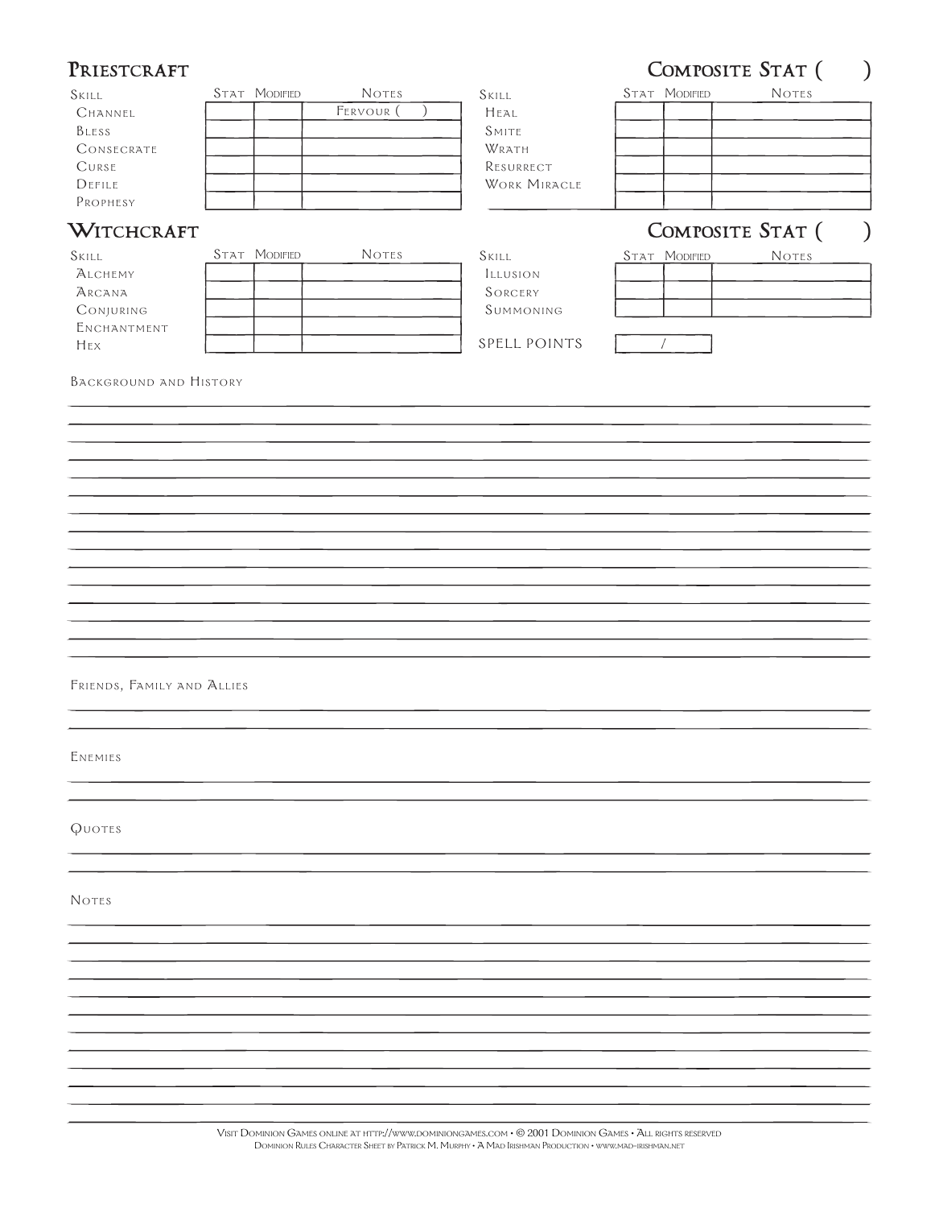## Priestcraft

**Composite Stat (  )**

| Skill | Stat | Modified | Notes |
|---|---|---|---|
| Channel | | | Fervour (  ) |
| Bless | | | |
| Consecrate | | | |
| Curse | | | |
| Defile | | | |
| Prophesy | | | |
| Heal | | | |
| Smite | | | |
| Wrath | | | |
| Resurrect | | | |
| Work Miracle | | | |

## Witchcraft

**Composite Stat (  )**

| Skill | Stat | Modified | Notes |
|---|---|---|---|
| Alchemy | | | |
| Arcana | | | |
| Conjuring | | | |
| Enchantment | | | |
| Hex | | | |
| Illusion | | | |
| Sorcery | | | |
| Summoning | | | |

Spell Points  /

### Background and History

### Friends, Family and Allies

### Enemies

### Quotes

### Notes

Visit Dominion Games online at http://www.dominiongames.com • © 2001 Dominion Games • All rights reserved
Dominion Rules Character Sheet by Patrick M. Murphy • A Mad Irishman Production • www.mad-irishman.net